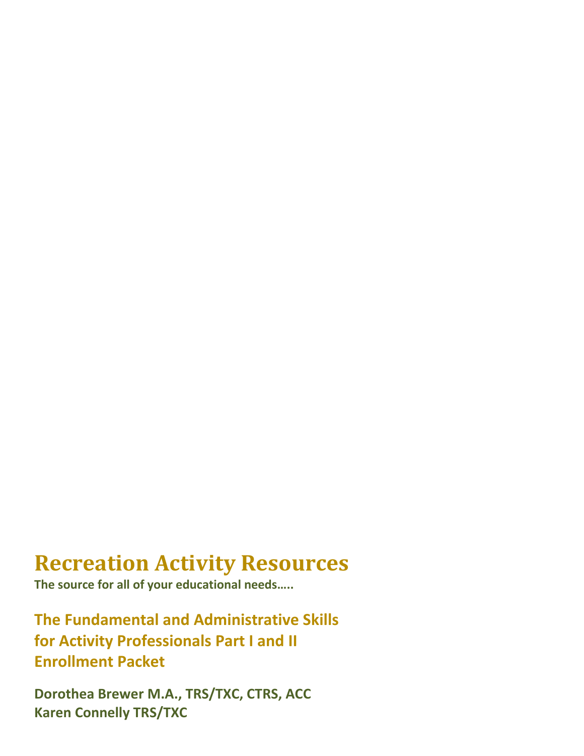# Recreation Activity Resources

**The source for all of your educational needs…..**

## The Fundamental and Administrative Skills for Activity Professionals Part I and II Enrollment Packet

**Dorothea Brewer M.A., TRS/TXC, CTRS, ACC**
**Karen Connelly TRS/TXC**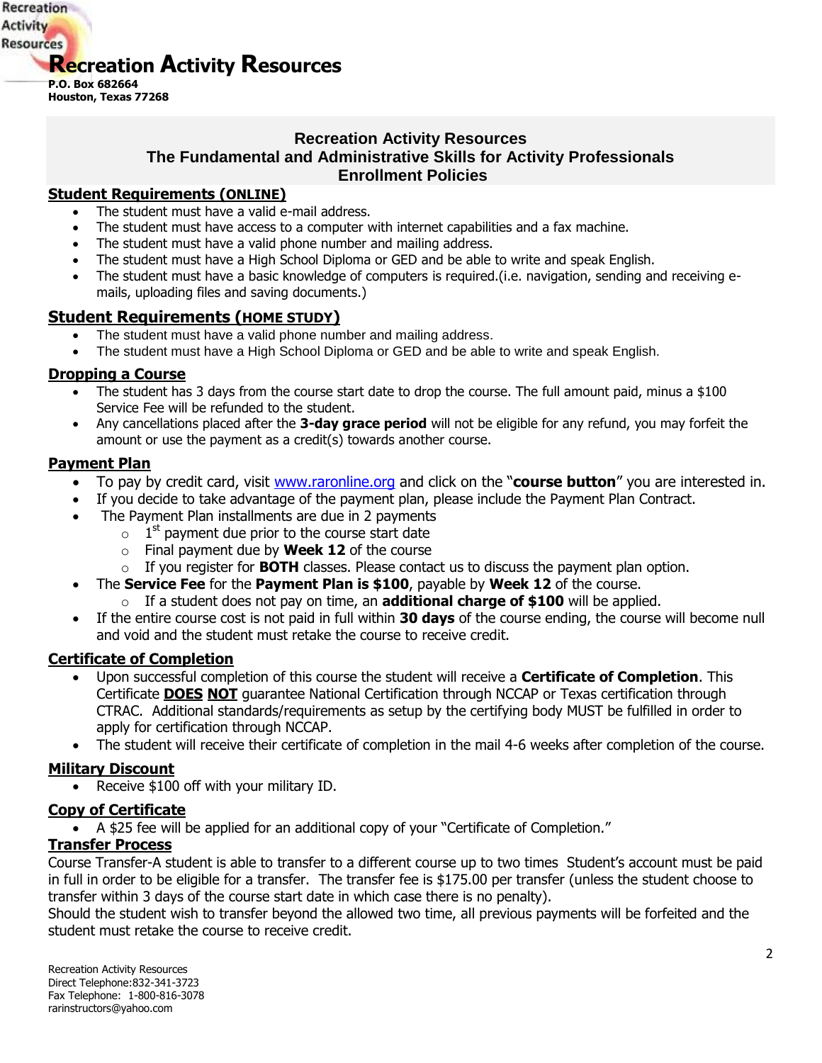Recreation Activity Resources

# Recreation Activity Resources

**P.O. Box 682664**
**Houston, Texas 77268**

## Recreation Activity Resources
## The Fundamental and Administrative Skills for Activity Professionals
## Enrollment Policies

### Student Requirements (ONLINE)

- The student must have a valid e-mail address.
- The student must have access to a computer with internet capabilities and a fax machine.
- The student must have a valid phone number and mailing address.
- The student must have a High School Diploma or GED and be able to write and speak English.
- The student must have a basic knowledge of computers is required.(i.e. navigation, sending and receiving e-mails, uploading files and saving documents.)

### Student Requirements (HOME STUDY)

- The student must have a valid phone number and mailing address.
- The student must have a High School Diploma or GED and be able to write and speak English.

### Dropping a Course

- The student has 3 days from the course start date to drop the course. The full amount paid, minus a $100 Service Fee will be refunded to the student.
- Any cancellations placed after the **3-day grace period** will not be eligible for any refund, you may forfeit the amount or use the payment as a credit(s) towards another course.

### Payment Plan

- To pay by credit card, visit [www.raronline.org](http://www.raronline.org) and click on the "**course button**" you are interested in.
- If you decide to take advantage of the payment plan, please include the Payment Plan Contract.
- The Payment Plan installments are due in 2 payments
  - 1st payment due prior to the course start date
  - Final payment due by **Week 12** of the course
  - If you register for **BOTH** classes. Please contact us to discuss the payment plan option.
- The **Service Fee** for the **Payment Plan is $100**, payable by **Week 12** of the course.
  - If a student does not pay on time, an **additional charge of $100** will be applied.
- If the entire course cost is not paid in full within **30 days** of the course ending, the course will become null and void and the student must retake the course to receive credit.

### Certificate of Completion

- Upon successful completion of this course the student will receive a **Certificate of Completion**. This Certificate **DOES NOT** guarantee National Certification through NCCAP or Texas certification through CTRAC. Additional standards/requirements as setup by the certifying body MUST be fulfilled in order to apply for certification through NCCAP.
- The student will receive their certificate of completion in the mail 4-6 weeks after completion of the course.

### Military Discount

- Receive $100 off with your military ID.

### Copy of Certificate

- A $25 fee will be applied for an additional copy of your "Certificate of Completion."

### Transfer Process

Course Transfer-A student is able to transfer to a different course up to two times Student's account must be paid in full in order to be eligible for a transfer. The transfer fee is $175.00 per transfer (unless the student choose to transfer within 3 days of the course start date in which case there is no penalty).
Should the student wish to transfer beyond the allowed two time, all previous payments will be forfeited and the student must retake the course to receive credit.

Recreation Activity Resources
Direct Telephone:832-341-3723
Fax Telephone: 1-800-816-3078
rarinstructors@yahoo.com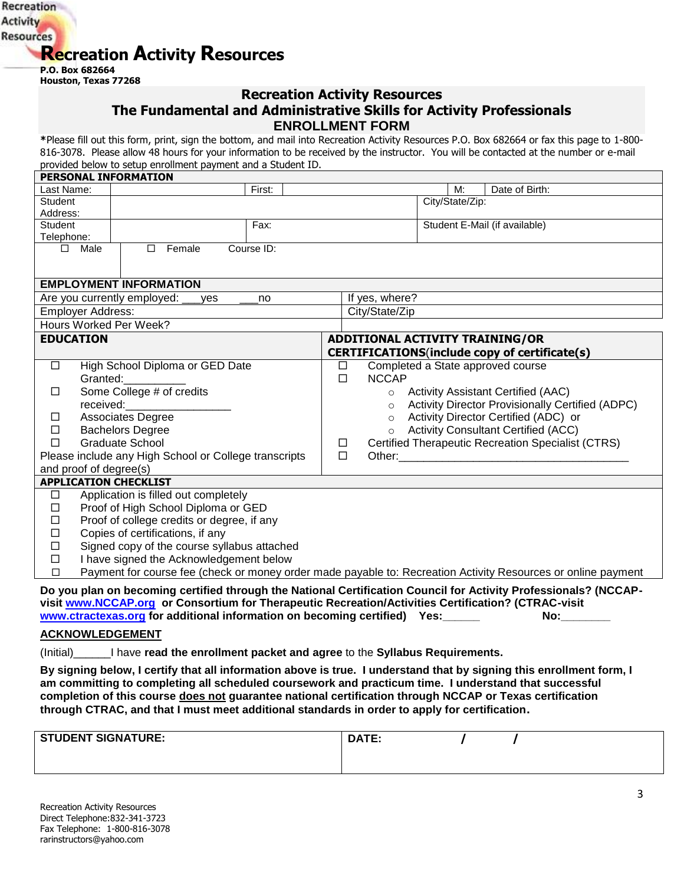Recreation Activity Resources

# Recreation Activity Resources

**P.O. Box 682664**
**Houston, Texas 77268**

## Recreation Activity Resources
## The Fundamental and Administrative Skills for Activity Professionals
## ENROLLMENT FORM

***Please fill out this form, print, sign the bottom, and mail into Recreation Activity Resources P.O. Box 682664 or fax this page to 1-800-816-3078. Please allow 48 hours for your information to be received by the instructor. You will be contacted at the number or e-mail provided below to setup enrollment payment and a Student ID.**

| **PERSONAL INFORMATION** | | | | | | |
|---|---|---|---|---|---|---|
| Last Name: | | First: | | M: | | Date of Birth: |
| Student Address: | | | | City/State/Zip: | | |
| Student Telephone: | | Fax: | | Student E-Mail (if available) | | |
| ☐ Male | ☐ Female | Course ID: | | | | |

| **EMPLOYMENT INFORMATION** | |
|---|---|
| Are you currently employed: ___yes ___no | If yes, where? |
| Employer Address: | City/State/Zip |
| Hours Worked Per Week? | |

| **EDUCATION** | **ADDITIONAL ACTIVITY TRAINING/OR CERTIFICATIONS(include copy of certificate(s)** |
|---|---|
| ☐ High School Diploma or GED Date Granted:__________ | ☐ Completed a State approved course |
| ☐ Some College # of credits received:________________ | ☐ NCCAP |
| ☐ Associates Degree | ○ Activity Assistant Certified (AAC) |
| ☐ Bachelors Degree | ○ Activity Director Provisionally Certified (ADPC) |
| ☐ Graduate School | ○ Activity Director Certified (ADC) or |
| Please include any High School or College transcripts and proof of degree(s) | ○ Activity Consultant Certified (ACC) |
| | ☐ Certified Therapeutic Recreation Specialist (CTRS) |
| | ☐ Other:____________________________________ |

**APPLICATION CHECKLIST**

- ☐ Application is filled out completely
- ☐ Proof of High School Diploma or GED
- ☐ Proof of college credits or degree, if any
- ☐ Copies of certifications, if any
- ☐ Signed copy of the course syllabus attached
- ☐ I have signed the Acknowledgement below
- ☐ Payment for course fee (check or money order made payable to: Recreation Activity Resources or online payment

**Do you plan on becoming certified through the National Certification Council for Activity Professionals? (NCCAP-visit www.NCCAP.org or Consortium for Therapeutic Recreation/Activities Certification? (CTRAC-visit www.ctractexas.org for additional information on becoming certified) Yes:______ No:________**

**ACKNOWLEDGEMENT**

(Initial)______I have **read the enrollment packet and agree** to the **Syllabus Requirements.**

**By signing below, I certify that all information above is true. I understand that by signing this enrollment form, I am committing to completing all scheduled coursework and practicum time. I understand that successful completion of this course does not guarantee national certification through NCCAP or Texas certification through CTRAC, and that I must meet additional standards in order to apply for certification.**

| **STUDENT SIGNATURE:** | **DATE: / /** |
|---|---|
| | |

Recreation Activity Resources
Direct Telephone:832-341-3723
Fax Telephone: 1-800-816-3078
rarinstructors@yahoo.com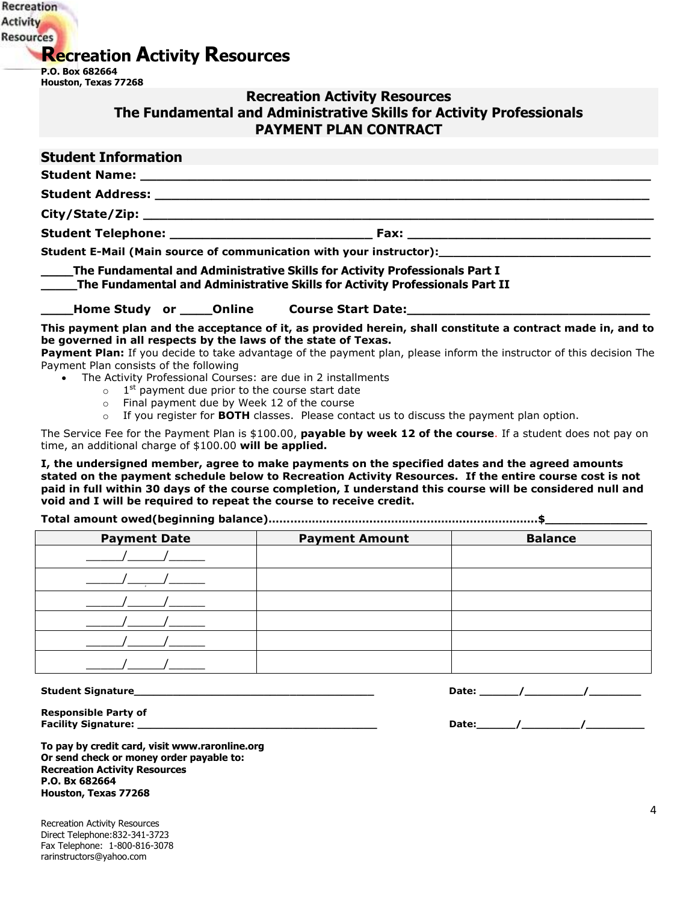# Recreation Activity Resources

**P.O. Box 682664**
**Houston, Texas 77268**

## Recreation Activity Resources
## The Fundamental and Administrative Skills for Activity Professionals
## PAYMENT PLAN CONTRACT

### Student Information

**Student Name:** ____________________________________________________________

**Student Address:** __________________________________________________________

**City/State/Zip:** ____________________________________________________________

**Student Telephone:** _________________________ **Fax:** ______________________________

**Student E-Mail (Main source of communication with your instructor):**____________________________

**____The Fundamental and Administrative Skills for Activity Professionals Part I**
**_____The Fundamental and Administrative Skills for Activity Professionals Part II**

**____Home Study or ____Online Course Start Date:______________________________**

**This payment plan and the acceptance of it, as provided herein, shall constitute a contract made in, and to be governed in all respects by the laws of the state of Texas.**

**Payment Plan:** If you decide to take advantage of the payment plan, please inform the instructor of this decision The Payment Plan consists of the following

- The Activity Professional Courses: are due in 2 installments
  - 1st payment due prior to the course start date
  - Final payment due by Week 12 of the course
  - If you register for **BOTH** classes. Please contact us to discuss the payment plan option.

The Service Fee for the Payment Plan is $100.00, **payable by week 12 of the course**. If a student does not pay on time, an additional charge of $100.00 **will be applied.**

**I, the undersigned member, agree to make payments on the specified dates and the agreed amounts stated on the payment schedule below to Recreation Activity Resources. If the entire course cost is not paid in full within 30 days of the course completion, I understand this course will be considered null and void and I will be required to repeat the course to receive credit.**

**Total amount owed(beginning balance)……………………………………………………………….$______________**

| Payment Date | Payment Amount | Balance |
|---|---|---|
| _____/_____/_____ | | |
| _____/_____/_____ | | |
| _____/_____/_____ | | |
| _____/_____/_____ | | |
| _____/_____/_____ | | |
| _____/_____/_____ | | |

**Student Signature**_____________________________________ **Date:** ______/_________/________

**Responsible Party of**
**Facility Signature:** ____________________________________ **Date:**______/_________/_________

**To pay by credit card, visit www.raronline.org**
**Or send check or money order payable to:**
**Recreation Activity Resources**
**P.O. Bx 682664**
**Houston, Texas 77268**

Recreation Activity Resources
Direct Telephone:832-341-3723
Fax Telephone: 1-800-816-3078
rarinstructors@yahoo.com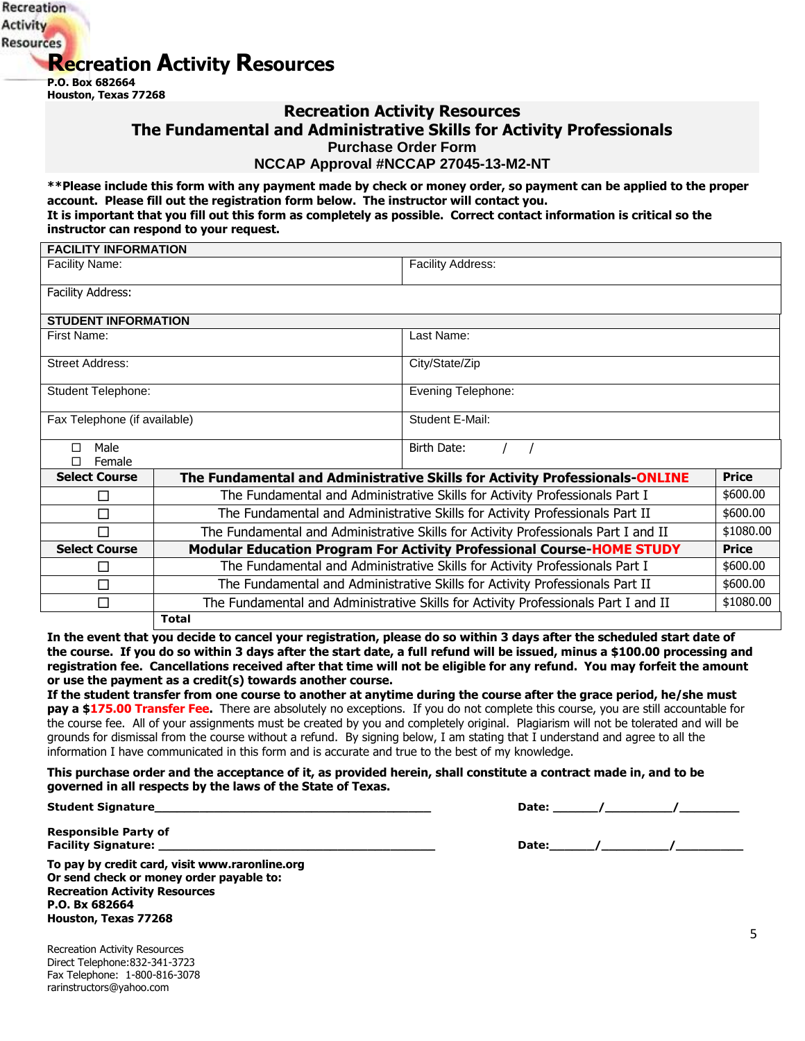Recreation Activity Resources

# Recreation Activity Resources

**P.O. Box 682664**
**Houston, Texas 77268**

## Recreation Activity Resources
## The Fundamental and Administrative Skills for Activity Professionals
### Purchase Order Form
### NCCAP Approval #NCCAP 27045-13-M2-NT

**\*\*Please include this form with any payment made by check or money order, so payment can be applied to the proper account. Please fill out the registration form below. The instructor will contact you.**
**It is important that you fill out this form as completely as possible. Correct contact information is critical so the instructor can respond to your request.**

| **FACILITY INFORMATION** | |
|---|---|
| Facility Name: | Facility Address: |
| Facility Address: | |
| **STUDENT INFORMATION** | |
| First Name: | Last Name: |
| Street Address: | City/State/Zip |
| Student Telephone: | Evening Telephone: |
| Fax Telephone (if available) | Student E-Mail: |
| ☐ Male<br>☐ Female | Birth Date: / / |

| Select Course | The Fundamental and Administrative Skills for Activity Professionals-ONLINE | Price |
|---|---|---|
| ☐ | The Fundamental and Administrative Skills for Activity Professionals Part I | $600.00 |
| ☐ | The Fundamental and Administrative Skills for Activity Professionals Part II | $600.00 |
| ☐ | The Fundamental and Administrative Skills for Activity Professionals Part I and II | $1080.00 |
| **Select Course** | **Modular Education Program For Activity Professional Course-HOME STUDY** | **Price** |
| ☐ | The Fundamental and Administrative Skills for Activity Professionals Part I | $600.00 |
| ☐ | The Fundamental and Administrative Skills for Activity Professionals Part II | $600.00 |
| ☐ | The Fundamental and Administrative Skills for Activity Professionals Part I and II | $1080.00 |
| | **Total** | |

**In the event that you decide to cancel your registration, please do so within 3 days after the scheduled start date of the course. If you do so within 3 days after the start date, a full refund will be issued, minus a $100.00 processing and registration fee. Cancellations received after that time will not be eligible for any refund. You may forfeit the amount or use the payment as a credit(s) towards another course.**
**If the student transfer from one course to another at anytime during the course after the grace period, he/she must pay a $175.00 Transfer Fee.** There are absolutely no exceptions. If you do not complete this course, you are still accountable for the course fee. All of your assignments must be created by you and completely original. Plagiarism will not be tolerated and will be grounds for dismissal from the course without a refund. By signing below, I am stating that I understand and agree to all the information I have communicated in this form and is accurate and true to the best of my knowledge.

**This purchase order and the acceptance of it, as provided herein, shall constitute a contract made in, and to be governed in all respects by the laws of the State of Texas.**

**Student Signature**_______________________________________ **Date:** ______/_________/_________

**Responsible Party of**
**Facility Signature:** _______________________________________ **Date:**______/_________/_________

**To pay by credit card, visit www.raronline.org**
**Or send check or money order payable to:**
**Recreation Activity Resources**
**P.O. Bx 682664**
**Houston, Texas 77268**

Recreation Activity Resources
Direct Telephone:832-341-3723
Fax Telephone: 1-800-816-3078
rarinstructors@yahoo.com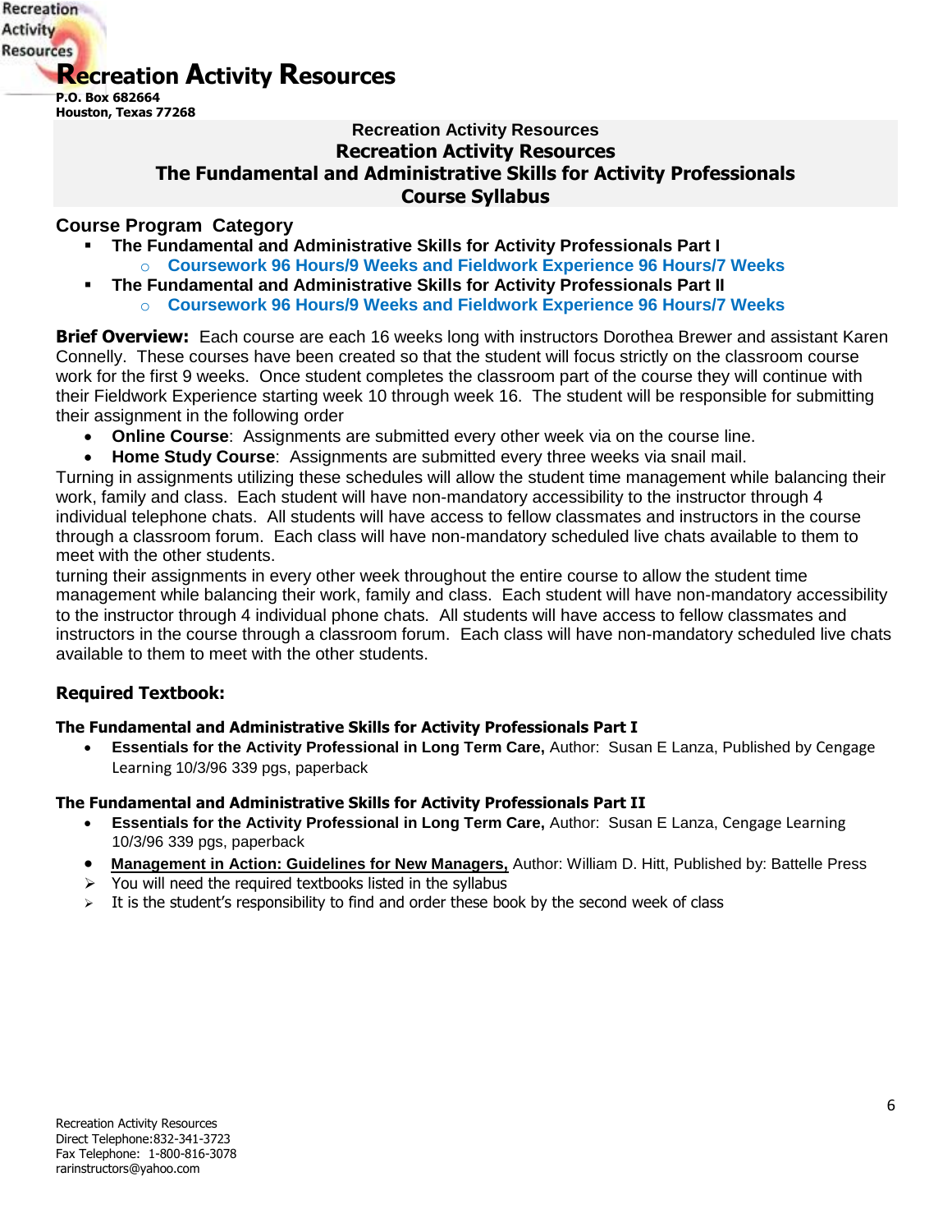# Recreation Activity Resources

**P.O. Box 682664**
**Houston, Texas 77268**

**Recreation Activity Resources**
**Recreation Activity Resources**
**The Fundamental and Administrative Skills for Activity Professionals**
**Course Syllabus**

## Course Program Category

- **The Fundamental and Administrative Skills for Activity Professionals Part I**
  - **Coursework 96 Hours/9 Weeks and Fieldwork Experience 96 Hours/7 Weeks**
- **The Fundamental and Administrative Skills for Activity Professionals Part II**
  - **Coursework 96 Hours/9 Weeks and Fieldwork Experience 96 Hours/7 Weeks**

**Brief Overview:** Each course are each 16 weeks long with instructors Dorothea Brewer and assistant Karen Connelly. These courses have been created so that the student will focus strictly on the classroom course work for the first 9 weeks. Once student completes the classroom part of the course they will continue with their Fieldwork Experience starting week 10 through week 16. The student will be responsible for submitting their assignment in the following order

- **Online Course**: Assignments are submitted every other week via on the course line.
- **Home Study Course**: Assignments are submitted every three weeks via snail mail.

Turning in assignments utilizing these schedules will allow the student time management while balancing their work, family and class. Each student will have non-mandatory accessibility to the instructor through 4 individual telephone chats. All students will have access to fellow classmates and instructors in the course through a classroom forum. Each class will have non-mandatory scheduled live chats available to them to meet with the other students.
turning their assignments in every other week throughout the entire course to allow the student time management while balancing their work, family and class. Each student will have non-mandatory accessibility to the instructor through 4 individual phone chats. All students will have access to fellow classmates and instructors in the course through a classroom forum. Each class will have non-mandatory scheduled live chats available to them to meet with the other students.

### Required Textbook:

**The Fundamental and Administrative Skills for Activity Professionals Part I**

- **Essentials for the Activity Professional in Long Term Care,** Author: Susan E Lanza, Published by Cengage Learning 10/3/96 339 pgs, paperback

**The Fundamental and Administrative Skills for Activity Professionals Part II**

- **Essentials for the Activity Professional in Long Term Care,** Author: Susan E Lanza, Cengage Learning 10/3/96 339 pgs, paperback
- **Management in Action: Guidelines for New Managers,** Author: William D. Hitt, Published by: Battelle Press
- You will need the required textbooks listed in the syllabus
- It is the student's responsibility to find and order these book by the second week of class

Recreation Activity Resources
Direct Telephone:832-341-3723
Fax Telephone: 1-800-816-3078
rarinstructors@yahoo.com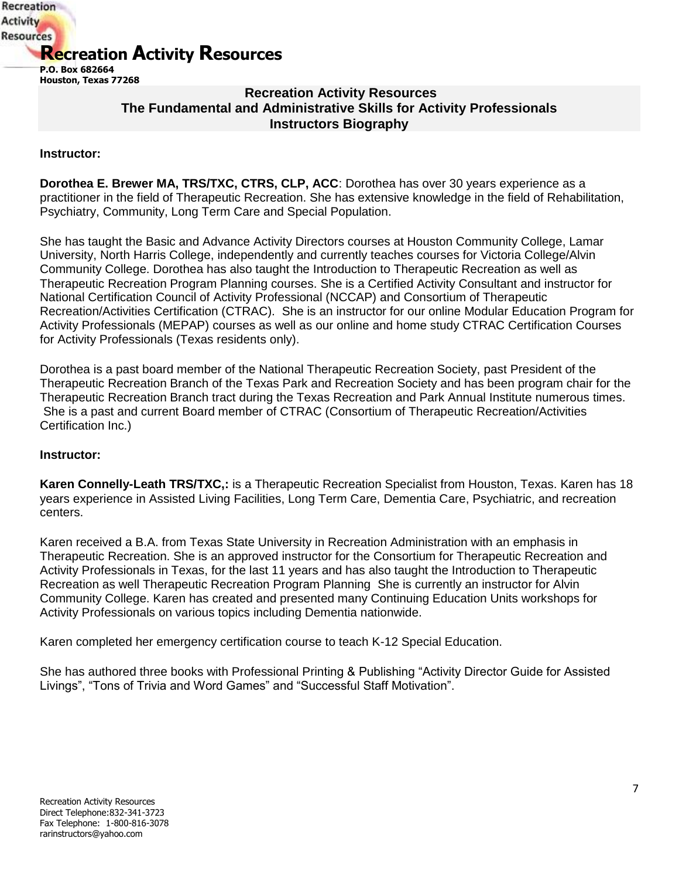# Recreation Activity Resources

**P.O. Box 682664**
**Houston, Texas 77268**

## Recreation Activity Resources
## The Fundamental and Administrative Skills for Activity Professionals
## Instructors Biography

**Instructor:**

**Dorothea E. Brewer MA, TRS/TXC, CTRS, CLP, ACC**: Dorothea has over 30 years experience as a practitioner in the field of Therapeutic Recreation. She has extensive knowledge in the field of Rehabilitation, Psychiatry, Community, Long Term Care and Special Population.

She has taught the Basic and Advance Activity Directors courses at Houston Community College, Lamar University, North Harris College, independently and currently teaches courses for Victoria College/Alvin Community College. Dorothea has also taught the Introduction to Therapeutic Recreation as well as Therapeutic Recreation Program Planning courses. She is a Certified Activity Consultant and instructor for National Certification Council of Activity Professional (NCCAP) and Consortium of Therapeutic Recreation/Activities Certification (CTRAC). She is an instructor for our online Modular Education Program for Activity Professionals (MEPAP) courses as well as our online and home study CTRAC Certification Courses for Activity Professionals (Texas residents only).

Dorothea is a past board member of the National Therapeutic Recreation Society, past President of the Therapeutic Recreation Branch of the Texas Park and Recreation Society and has been program chair for the Therapeutic Recreation Branch tract during the Texas Recreation and Park Annual Institute numerous times. She is a past and current Board member of CTRAC (Consortium of Therapeutic Recreation/Activities Certification Inc.)

**Instructor:**

**Karen Connelly-Leath TRS/TXC,:** is a Therapeutic Recreation Specialist from Houston, Texas. Karen has 18 years experience in Assisted Living Facilities, Long Term Care, Dementia Care, Psychiatric, and recreation centers.

Karen received a B.A. from Texas State University in Recreation Administration with an emphasis in Therapeutic Recreation. She is an approved instructor for the Consortium for Therapeutic Recreation and Activity Professionals in Texas, for the last 11 years and has also taught the Introduction to Therapeutic Recreation as well Therapeutic Recreation Program Planning She is currently an instructor for Alvin Community College. Karen has created and presented many Continuing Education Units workshops for Activity Professionals on various topics including Dementia nationwide.

Karen completed her emergency certification course to teach K-12 Special Education.

She has authored three books with Professional Printing & Publishing "Activity Director Guide for Assisted Livings", "Tons of Trivia and Word Games" and "Successful Staff Motivation".

Recreation Activity Resources
Direct Telephone:832-341-3723
Fax Telephone: 1-800-816-3078
rarinstructors@yahoo.com